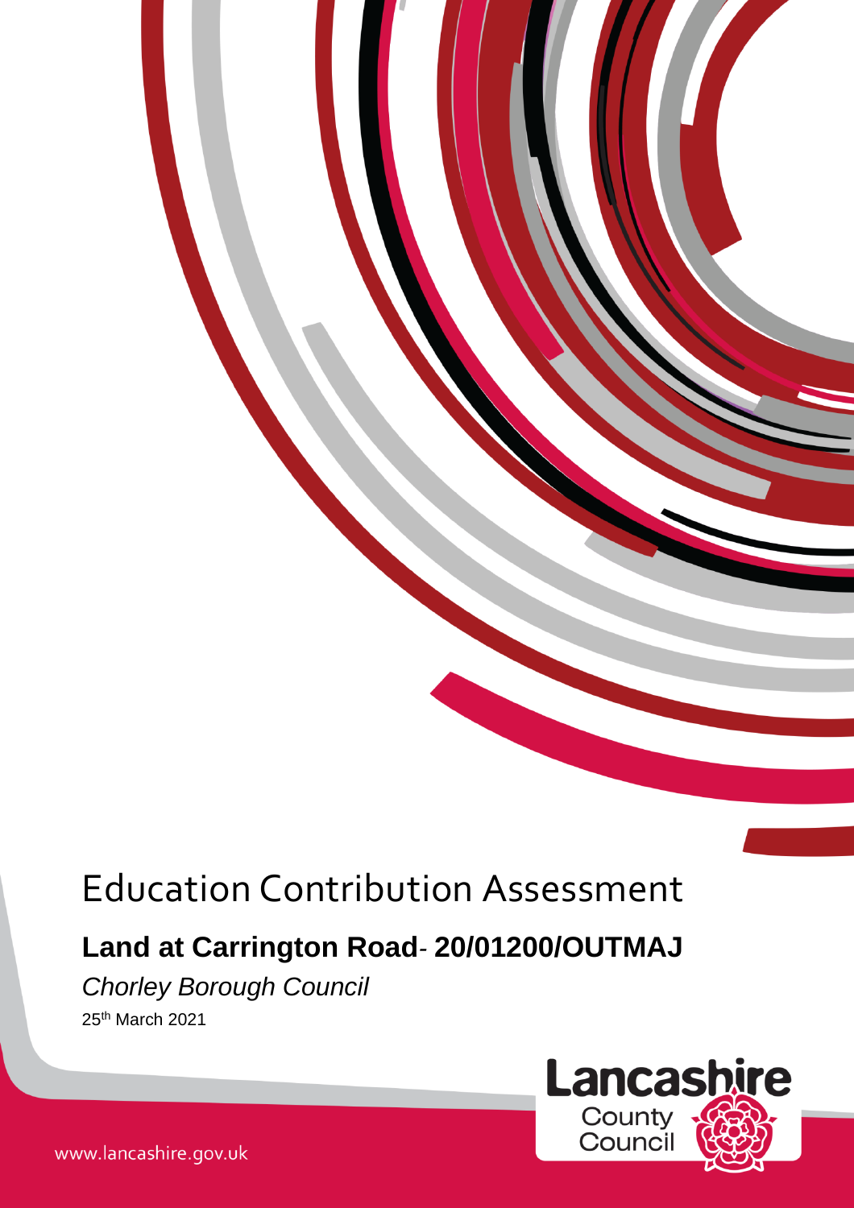# Education Contribution Assessment

## **Land at Carrington Road**- **20/01200/OUTMAJ**

*Chorley Borough Council*

25th March 2021

Lancashire County Council

www.lancashire.gov.uk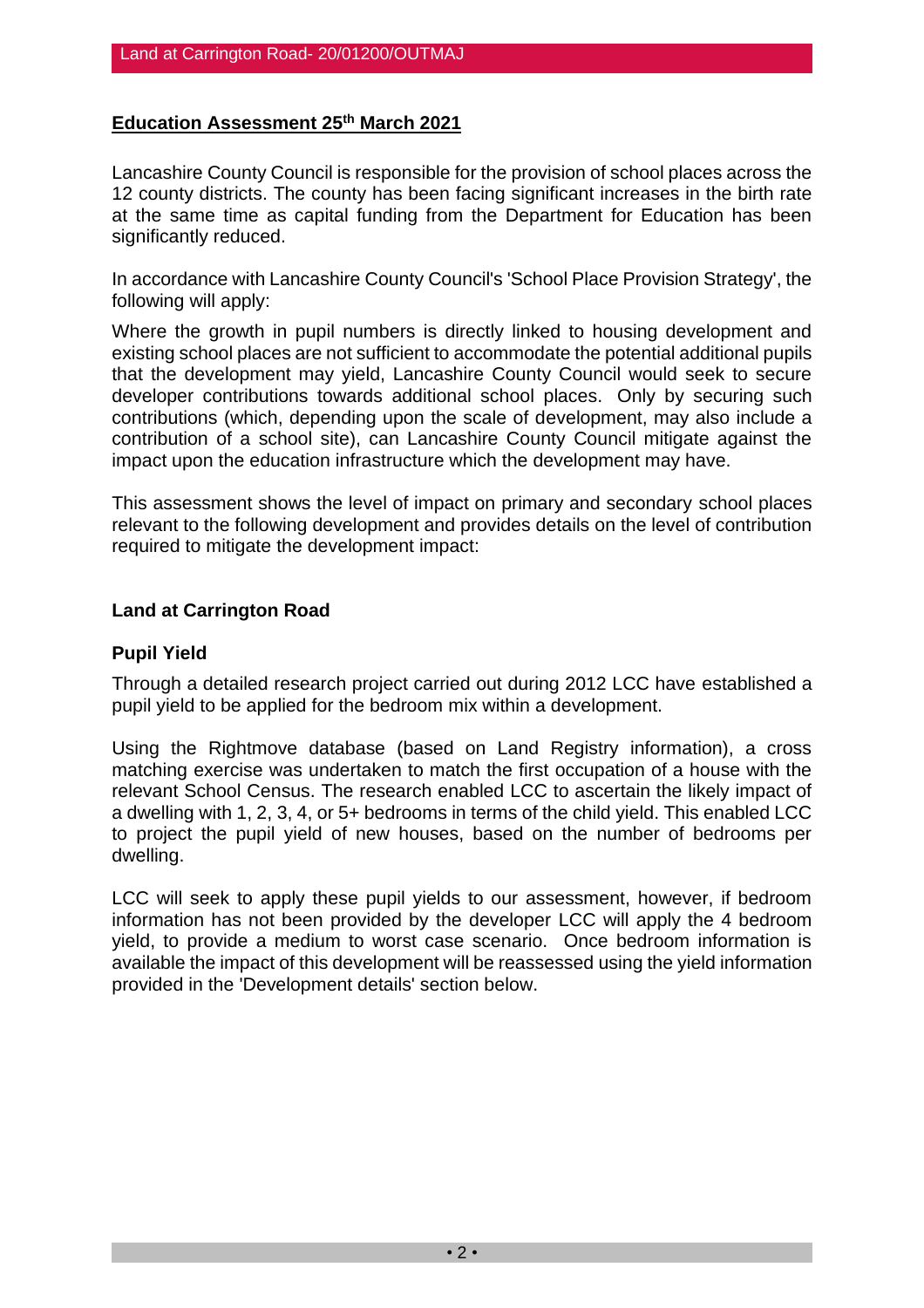**Education Assessment 25th March 2021**

Lancashire County Council is responsible for the provision of school places across the 12 county districts. The county has been facing significant increases in the birth rate at the same time as capital funding from the Department for Education has been significantly reduced.

In accordance with Lancashire County Council's 'School Place Provision Strategy', the following will apply:

Where the growth in pupil numbers is directly linked to housing development and existing school places are not sufficient to accommodate the potential additional pupils that the development may yield, Lancashire County Council would seek to secure developer contributions towards additional school places. Only by securing such contributions (which, depending upon the scale of development, may also include a contribution of a school site), can Lancashire County Council mitigate against the impact upon the education infrastructure which the development may have.

This assessment shows the level of impact on primary and secondary school places relevant to the following development and provides details on the level of contribution required to mitigate the development impact:

**Land at Carrington Road**

**Pupil Yield**

Through a detailed research project carried out during 2012 LCC have established a pupil yield to be applied for the bedroom mix within a development.

Using the Rightmove database (based on Land Registry information), a cross matching exercise was undertaken to match the first occupation of a house with the relevant School Census. The research enabled LCC to ascertain the likely impact of a dwelling with 1, 2, 3, 4, or 5+ bedrooms in terms of the child yield. This enabled LCC to project the pupil yield of new houses, based on the number of bedrooms per dwelling.

LCC will seek to apply these pupil yields to our assessment, however, if bedroom information has not been provided by the developer LCC will apply the 4 bedroom yield, to provide a medium to worst case scenario. Once bedroom information is available the impact of this development will be reassessed using the yield information provided in the 'Development details' section below.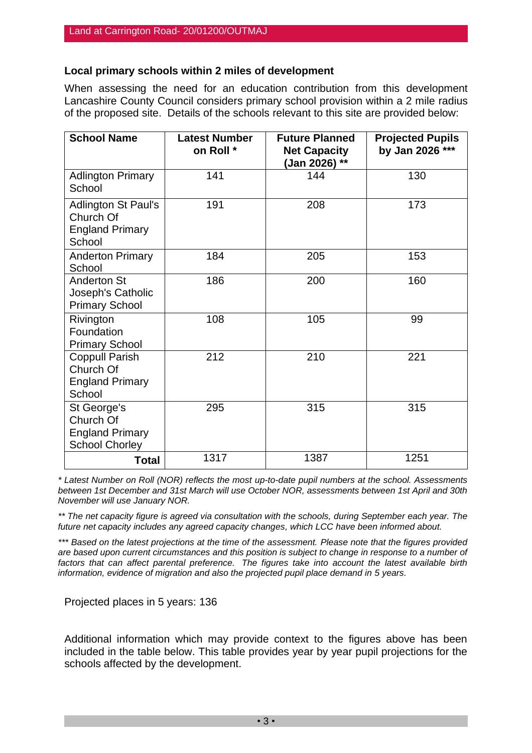### Local primary schools within 2 miles of development

When assessing the need for an education contribution from this development Lancashire County Council considers primary school provision within a 2 mile radius of the proposed site. Details of the schools relevant to this site are provided below:

| School Name | Latest Number on Roll * | Future Planned Net Capacity (Jan 2026) ** | Projected Pupils by Jan 2026 *** |
|---|---|---|---|
| Adlington Primary School | 141 | 144 | 130 |
| Adlington St Paul's Church Of England Primary School | 191 | 208 | 173 |
| Anderton Primary School | 184 | 205 | 153 |
| Anderton St Joseph's Catholic Primary School | 186 | 200 | 160 |
| Rivington Foundation Primary School | 108 | 105 | 99 |
| Coppull Parish Church Of England Primary School | 212 | 210 | 221 |
| St George's Church Of England Primary School Chorley | 295 | 315 | 315 |
| **Total** | 1317 | 1387 | 1251 |

*\* Latest Number on Roll (NOR) reflects the most up-to-date pupil numbers at the school. Assessments between 1st December and 31st March will use October NOR, assessments between 1st April and 30th November will use January NOR.*

*\*\* The net capacity figure is agreed via consultation with the schools, during September each year. The future net capacity includes any agreed capacity changes, which LCC have been informed about.*

*\*\*\* Based on the latest projections at the time of the assessment. Please note that the figures provided are based upon current circumstances and this position is subject to change in response to a number of factors that can affect parental preference. The figures take into account the latest available birth information, evidence of migration and also the projected pupil place demand in 5 years.*

Projected places in 5 years: 136

Additional information which may provide context to the figures above has been included in the table below. This table provides year by year pupil projections for the schools affected by the development.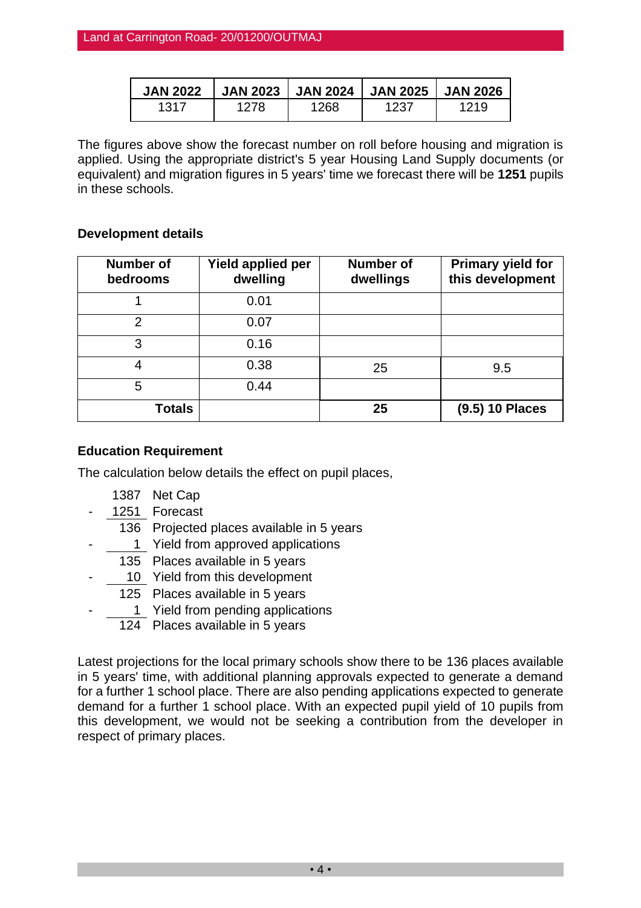| JAN 2022 | JAN 2023 | JAN 2024 | JAN 2025 | JAN 2026 |
|---|---|---|---|---|
| 1317 | 1278 | 1268 | 1237 | 1219 |

The figures above show the forecast number on roll before housing and migration is applied. Using the appropriate district's 5 year Housing Land Supply documents (or equivalent) and migration figures in 5 years' time we forecast there will be **1251** pupils in these schools.

**Development details**

| Number of bedrooms | Yield applied per dwelling | Number of dwellings | Primary yield for this development |
|---|---|---|---|
| 1 | 0.01 | | |
| 2 | 0.07 | | |
| 3 | 0.16 | | |
| 4 | 0.38 | 25 | 9.5 |
| 5 | 0.44 | | |
| **Totals** | | **25** | **(9.5) 10 Places** |

**Education Requirement**

The calculation below details the effect on pupil places,

| | | |
|---|---|---|
| | 1387 | Net Cap |
| - | 1251 | Forecast |
| | 136 | Projected places available in 5 years |
| - | 1 | Yield from approved applications |
| | 135 | Places available in 5 years |
| - | 10 | Yield from this development |
| | 125 | Places available in 5 years |
| - | 1 | Yield from pending applications |
| | 124 | Places available in 5 years |

Latest projections for the local primary schools show there to be 136 places available in 5 years' time, with additional planning approvals expected to generate a demand for a further 1 school place. There are also pending applications expected to generate demand for a further 1 school place. With an expected pupil yield of 10 pupils from this development, we would not be seeking a contribution from the developer in respect of primary places.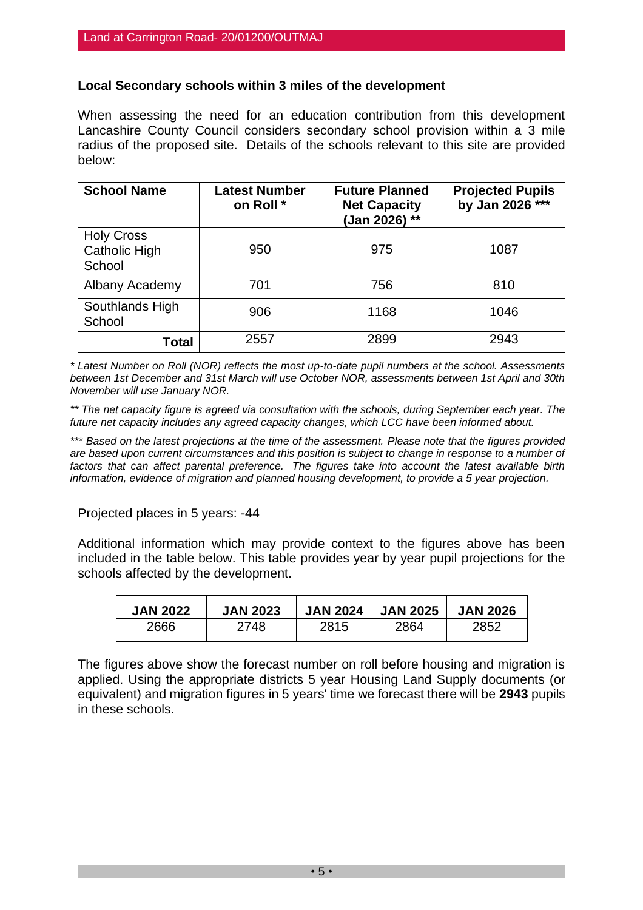### Local Secondary schools within 3 miles of the development

When assessing the need for an education contribution from this development Lancashire County Council considers secondary school provision within a 3 mile radius of the proposed site. Details of the schools relevant to this site are provided below:

| School Name | Latest Number on Roll * | Future Planned Net Capacity (Jan 2026) ** | Projected Pupils by Jan 2026 *** |
|---|---|---|---|
| Holy Cross Catholic High School | 950 | 975 | 1087 |
| Albany Academy | 701 | 756 | 810 |
| Southlands High School | 906 | 1168 | 1046 |
| **Total** | 2557 | 2899 | 2943 |

*\* Latest Number on Roll (NOR) reflects the most up-to-date pupil numbers at the school. Assessments between 1st December and 31st March will use October NOR, assessments between 1st April and 30th November will use January NOR.*

*\*\* The net capacity figure is agreed via consultation with the schools, during September each year. The future net capacity includes any agreed capacity changes, which LCC have been informed about.*

*\*\*\* Based on the latest projections at the time of the assessment. Please note that the figures provided are based upon current circumstances and this position is subject to change in response to a number of factors that can affect parental preference. The figures take into account the latest available birth information, evidence of migration and planned housing development, to provide a 5 year projection.*

Projected places in 5 years: -44

Additional information which may provide context to the figures above has been included in the table below. This table provides year by year pupil projections for the schools affected by the development.

| JAN 2022 | JAN 2023 | JAN 2024 | JAN 2025 | JAN 2026 |
|---|---|---|---|---|
| 2666 | 2748 | 2815 | 2864 | 2852 |

The figures above show the forecast number on roll before housing and migration is applied. Using the appropriate districts 5 year Housing Land Supply documents (or equivalent) and migration figures in 5 years' time we forecast there will be **2943** pupils in these schools.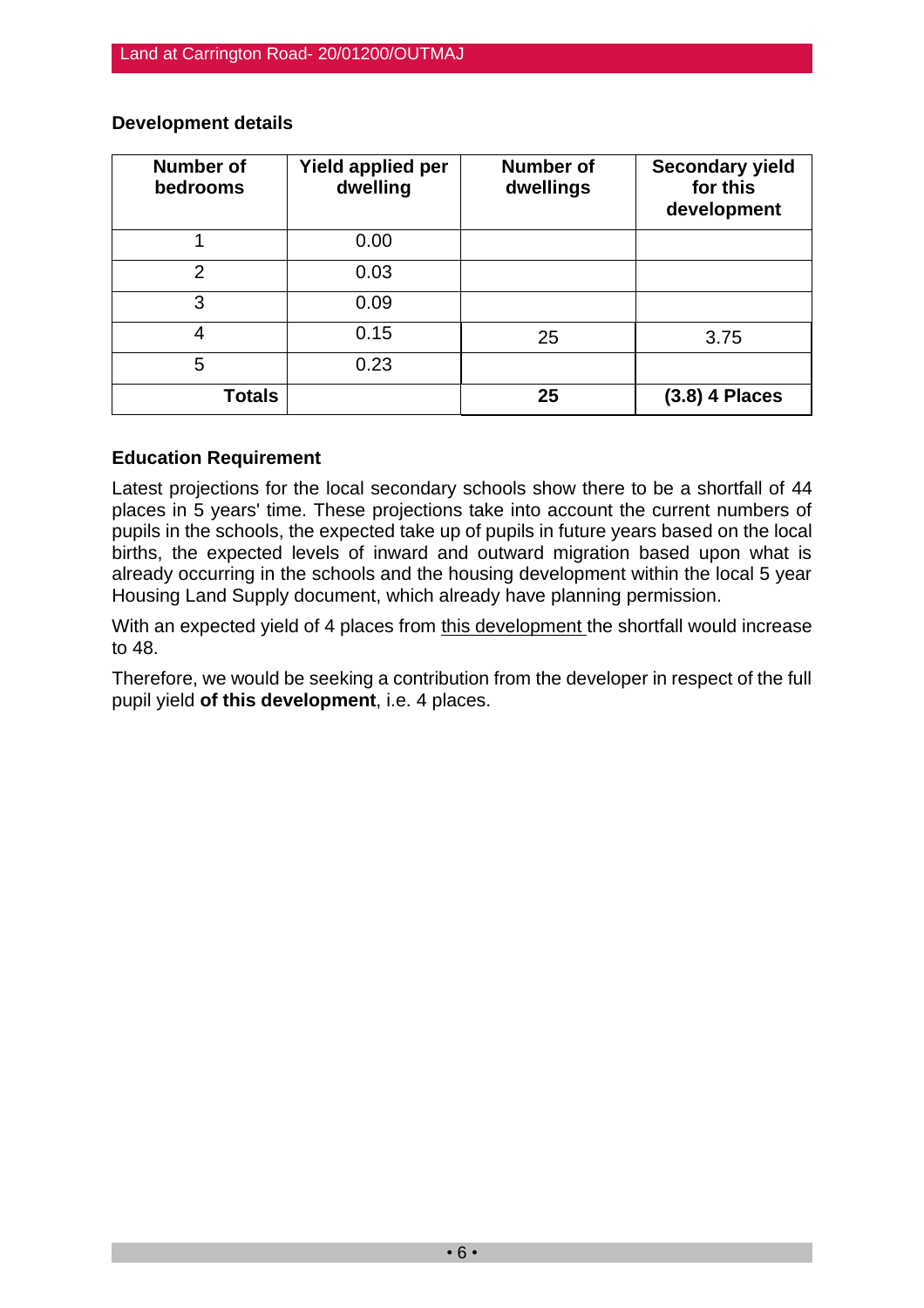**Development details**

| Number of bedrooms | Yield applied per dwelling | Number of dwellings | Secondary yield for this development |
|---|---|---|---|
| 1 | 0.00 | | |
| 2 | 0.03 | | |
| 3 | 0.09 | | |
| 4 | 0.15 | 25 | 3.75 |
| 5 | 0.23 | | |
| **Totals** | | **25** | **(3.8) 4 Places** |

**Education Requirement**

Latest projections for the local secondary schools show there to be a shortfall of 44 places in 5 years' time. These projections take into account the current numbers of pupils in the schools, the expected take up of pupils in future years based on the local births, the expected levels of inward and outward migration based upon what is already occurring in the schools and the housing development within the local 5 year Housing Land Supply document, which already have planning permission.

With an expected yield of 4 places from this development the shortfall would increase to 48.

Therefore, we would be seeking a contribution from the developer in respect of the full pupil yield **of this development**, i.e. 4 places.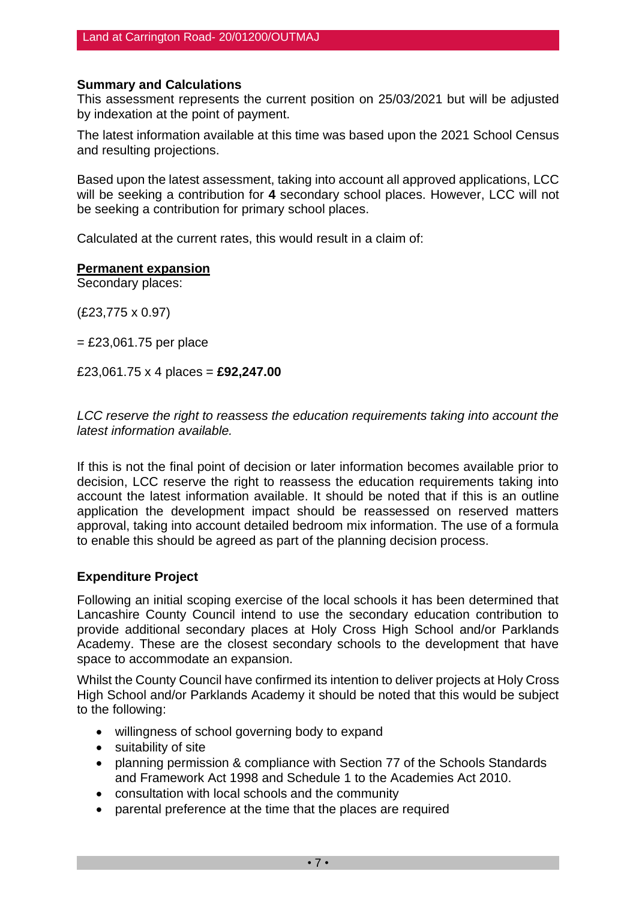### Summary and Calculations

This assessment represents the current position on 25/03/2021 but will be adjusted by indexation at the point of payment.

The latest information available at this time was based upon the 2021 School Census and resulting projections.

Based upon the latest assessment, taking into account all approved applications, LCC will be seeking a contribution for **4** secondary school places. However, LCC will not be seeking a contribution for primary school places.

Calculated at the current rates, this would result in a claim of:

**Permanent expansion**

Secondary places:

(£23,775 x 0.97)

= £23,061.75 per place

£23,061.75 x 4 places = **£92,247.00**

*LCC reserve the right to reassess the education requirements taking into account the latest information available.*

If this is not the final point of decision or later information becomes available prior to decision, LCC reserve the right to reassess the education requirements taking into account the latest information available. It should be noted that if this is an outline application the development impact should be reassessed on reserved matters approval, taking into account detailed bedroom mix information. The use of a formula to enable this should be agreed as part of the planning decision process.

### Expenditure Project

Following an initial scoping exercise of the local schools it has been determined that Lancashire County Council intend to use the secondary education contribution to provide additional secondary places at Holy Cross High School and/or Parklands Academy. These are the closest secondary schools to the development that have space to accommodate an expansion.

Whilst the County Council have confirmed its intention to deliver projects at Holy Cross High School and/or Parklands Academy it should be noted that this would be subject to the following:

- willingness of school governing body to expand
- suitability of site
- planning permission & compliance with Section 77 of the Schools Standards and Framework Act 1998 and Schedule 1 to the Academies Act 2010.
- consultation with local schools and the community
- parental preference at the time that the places are required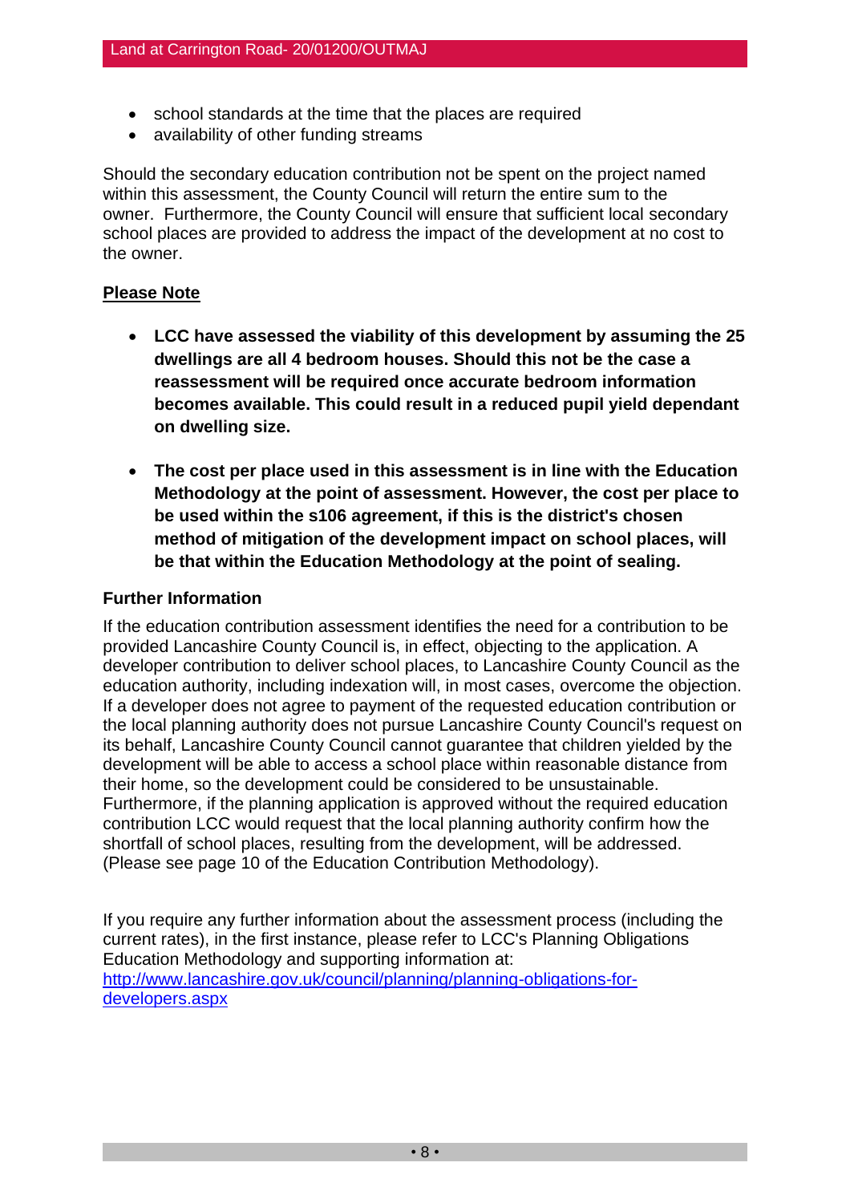- school standards at the time that the places are required
- availability of other funding streams

Should the secondary education contribution not be spent on the project named within this assessment, the County Council will return the entire sum to the owner. Furthermore, the County Council will ensure that sufficient local secondary school places are provided to address the impact of the development at no cost to the owner.

**Please Note**

- **LCC have assessed the viability of this development by assuming the 25 dwellings are all 4 bedroom houses. Should this not be the case a reassessment will be required once accurate bedroom information becomes available. This could result in a reduced pupil yield dependant on dwelling size.**

- **The cost per place used in this assessment is in line with the Education Methodology at the point of assessment. However, the cost per place to be used within the s106 agreement, if this is the district's chosen method of mitigation of the development impact on school places, will be that within the Education Methodology at the point of sealing.**

**Further Information**

If the education contribution assessment identifies the need for a contribution to be provided Lancashire County Council is, in effect, objecting to the application. A developer contribution to deliver school places, to Lancashire County Council as the education authority, including indexation will, in most cases, overcome the objection. If a developer does not agree to payment of the requested education contribution or the local planning authority does not pursue Lancashire County Council's request on its behalf, Lancashire County Council cannot guarantee that children yielded by the development will be able to access a school place within reasonable distance from their home, so the development could be considered to be unsustainable. Furthermore, if the planning application is approved without the required education contribution LCC would request that the local planning authority confirm how the shortfall of school places, resulting from the development, will be addressed. (Please see page 10 of the Education Contribution Methodology).

If you require any further information about the assessment process (including the current rates), in the first instance, please refer to LCC's Planning Obligations Education Methodology and supporting information at:
[http://www.lancashire.gov.uk/council/planning/planning-obligations-for-developers.aspx](http://www.lancashire.gov.uk/council/planning/planning-obligations-for-developers.aspx)